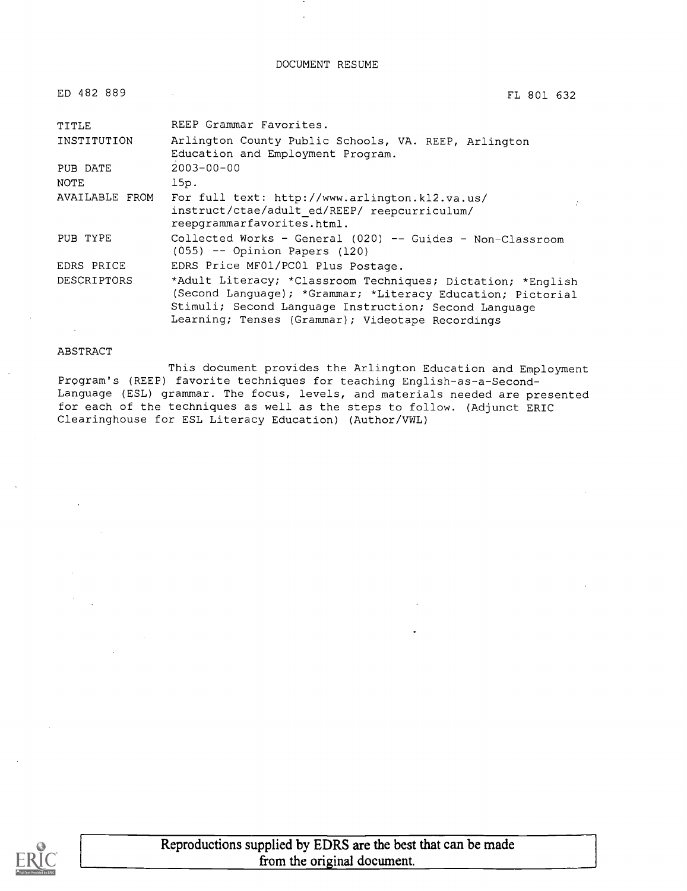# DOCUMENT RESUME

ED 482 889 FL 801 632

| | |
|---|---|
| TITLE | REEP Grammar Favorites. |
| INSTITUTION | Arlington County Public Schools, VA. REEP, Arlington Education and Employment Program. |
| PUB DATE | 2003-00-00 |
| NOTE | 15p. |
| AVAILABLE FROM | For full text: http://www.arlington.k12.va.us/instruct/ctae/adult_ed/REEP/ reepcurriculum/reepgrammarfavorites.html. |
| PUB TYPE | Collected Works - General (020) -- Guides - Non-Classroom (055) -- Opinion Papers (120) |
| EDRS PRICE | EDRS Price MF01/PC01 Plus Postage. |
| DESCRIPTORS | *Adult Literacy; *Classroom Techniques; Dictation; *English (Second Language); *Grammar; *Literacy Education; Pictorial Stimuli; Second Language Instruction; Second Language Learning; Tenses (Grammar); Videotape Recordings |

ABSTRACT

This document provides the Arlington Education and Employment Program's (REEP) favorite techniques for teaching English-as-a-Second-Language (ESL) grammar. The focus, levels, and materials needed are presented for each of the techniques as well as the steps to follow. (Adjunct ERIC Clearinghouse for ESL Literacy Education) (Author/VWL)

Reproductions supplied by EDRS are the best that can be made from the original document.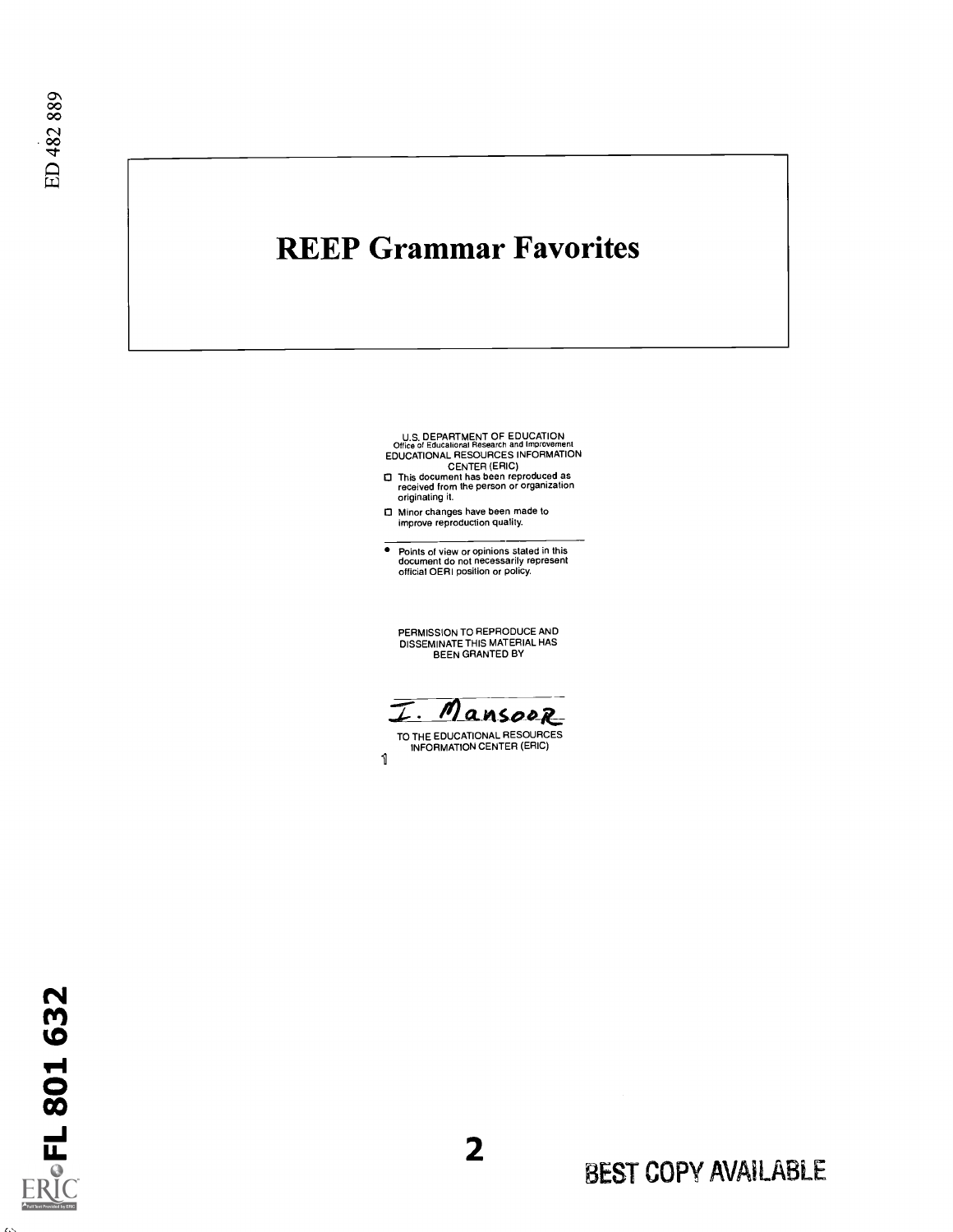ED 482 889

# REEP Grammar Favorites

U.S. DEPARTMENT OF EDUCATION
Office of Educational Research and Improvement
EDUCATIONAL RESOURCES INFORMATION CENTER (ERIC)

- This document has been reproduced as received from the person or organization originating it.
- Minor changes have been made to improve reproduction quality.

- Points of view or opinions stated in this document do not necessarily represent official OERI position or policy.

PERMISSION TO REPRODUCE AND DISSEMINATE THIS MATERIAL HAS BEEN GRANTED BY

I. Mansoor

TO THE EDUCATIONAL RESOURCES INFORMATION CENTER (ERIC)

FL 801 632

BEST COPY AVAILABLE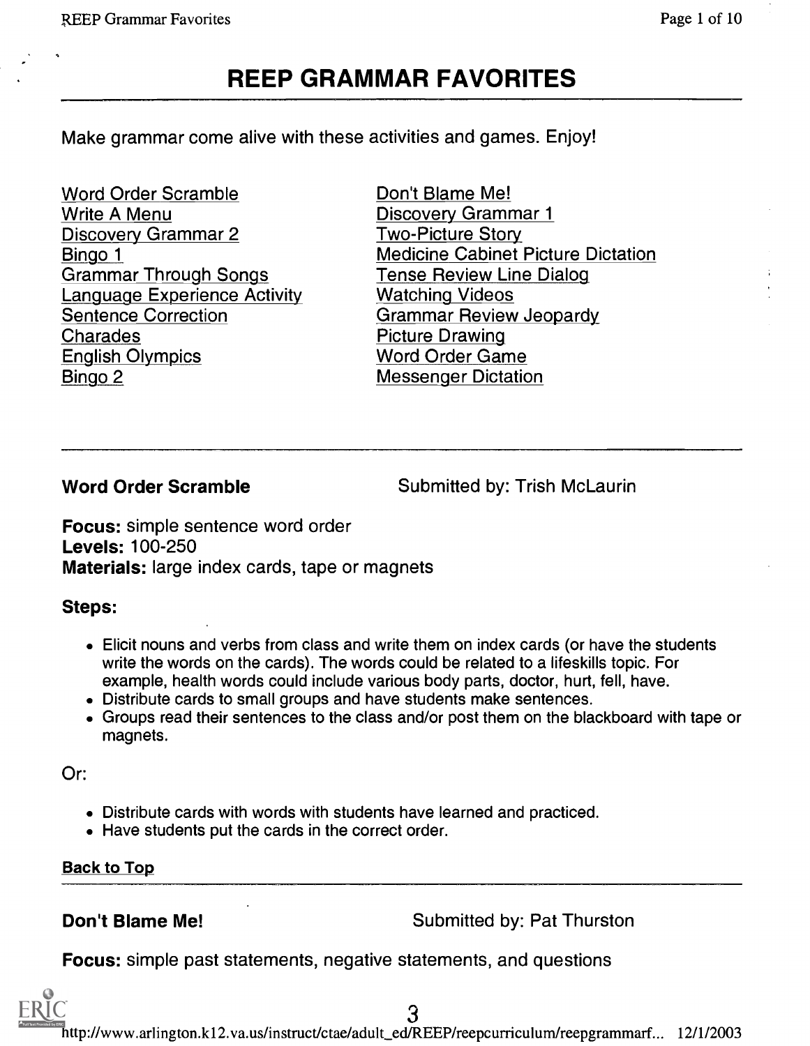# REEP GRAMMAR FAVORITES

Make grammar come alive with these activities and games. Enjoy!

- Word Order Scramble
- Write A Menu
- Discovery Grammar 2
- Bingo 1
- Grammar Through Songs
- Language Experience Activity
- Sentence Correction
- Charades
- English Olympics
- Bingo 2
- Don't Blame Me!
- Discovery Grammar 1
- Two-Picture Story
- Medicine Cabinet Picture Dictation
- Tense Review Line Dialog
- Watching Videos
- Grammar Review Jeopardy
- Picture Drawing
- Word Order Game
- Messenger Dictation

---

## Word Order Scramble

Submitted by: Trish McLaurin

**Focus:** simple sentence word order
**Levels:** 100-250
**Materials:** large index cards, tape or magnets

### Steps:

- Elicit nouns and verbs from class and write them on index cards (or have the students write the words on the cards). The words could be related to a lifeskills topic. For example, health words could include various body parts, doctor, hurt, fell, have.
- Distribute cards to small groups and have students make sentences.
- Groups read their sentences to the class and/or post them on the blackboard with tape or magnets.

Or:

- Distribute cards with words with students have learned and practiced.
- Have students put the cards in the correct order.

Back to Top

---

## Don't Blame Me!

Submitted by: Pat Thurston

**Focus:** simple past statements, negative statements, and questions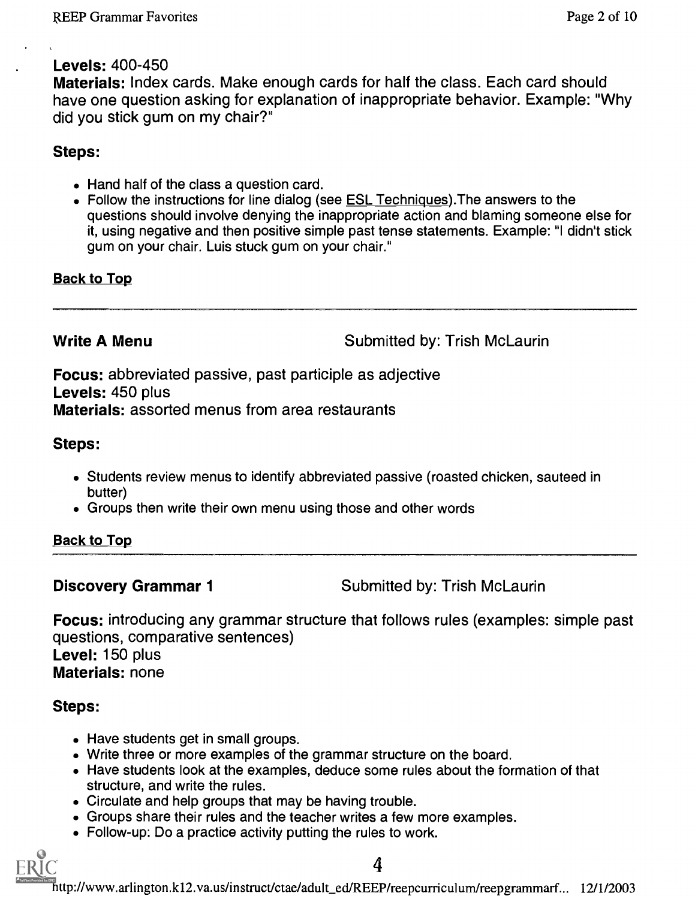**Levels:** 400-450
**Materials:** Index cards. Make enough cards for half the class. Each card should have one question asking for explanation of inappropriate behavior. Example: "Why did you stick gum on my chair?"

### Steps:

- Hand half of the class a question card.
- Follow the instructions for line dialog (see ESL Techniques).The answers to the questions should involve denying the inappropriate action and blaming someone else for it, using negative and then positive simple past tense statements. Example: "I didn't stick gum on your chair. Luis stuck gum on your chair."

Back to Top

---

## Write A Menu

Submitted by: Trish McLaurin

**Focus:** abbreviated passive, past participle as adjective
**Levels:** 450 plus
**Materials:** assorted menus from area restaurants

### Steps:

- Students review menus to identify abbreviated passive (roasted chicken, sauteed in butter)
- Groups then write their own menu using those and other words

Back to Top

---

## Discovery Grammar 1

Submitted by: Trish McLaurin

**Focus:** introducing any grammar structure that follows rules (examples: simple past questions, comparative sentences)
**Level:** 150 plus
**Materials:** none

### Steps:

- Have students get in small groups.
- Write three or more examples of the grammar structure on the board.
- Have students look at the examples, deduce some rules about the formation of that structure, and write the rules.
- Circulate and help groups that may be having trouble.
- Groups share their rules and the teacher writes a few more examples.
- Follow-up: Do a practice activity putting the rules to work.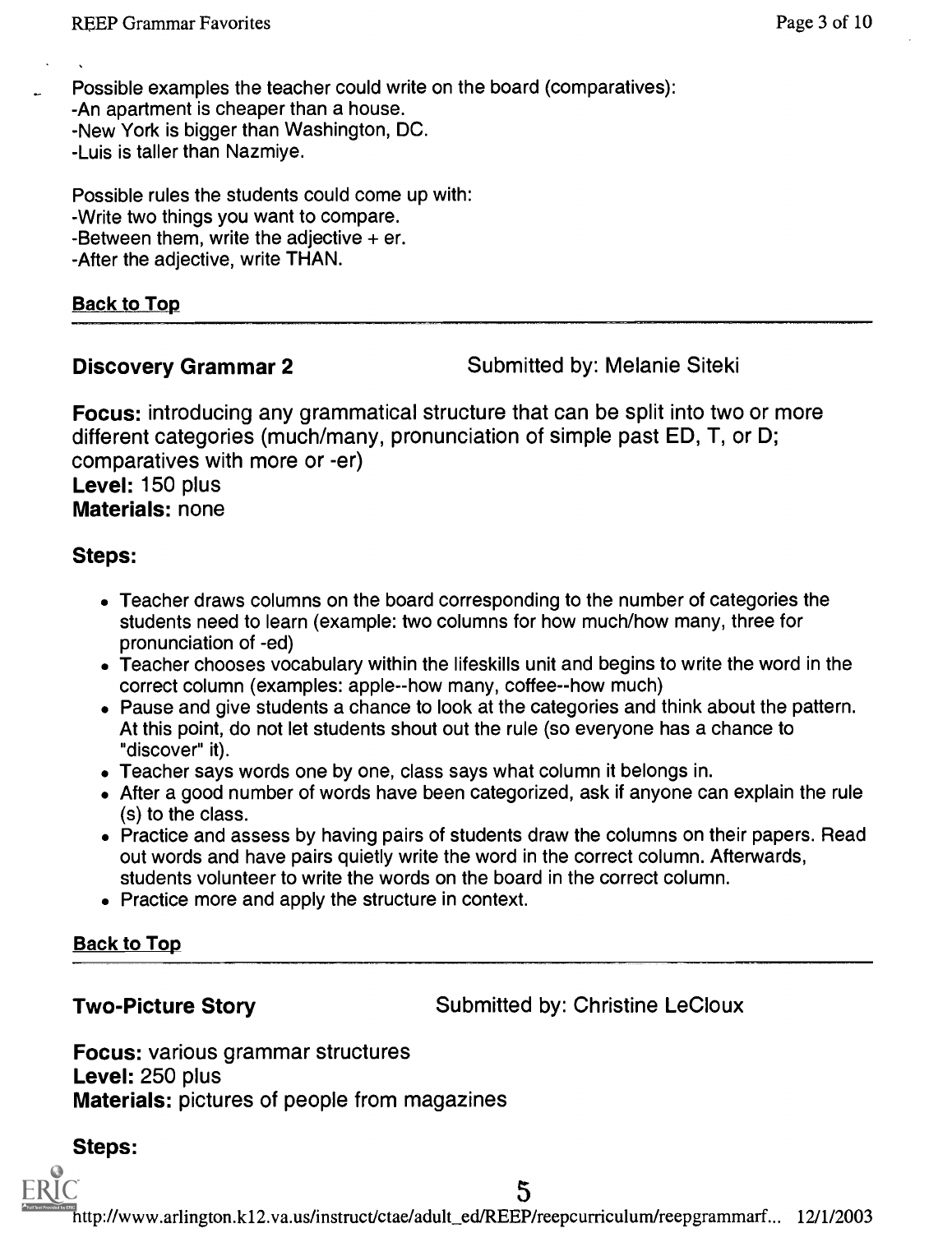Possible examples the teacher could write on the board (comparatives):
-An apartment is cheaper than a house.
-New York is bigger than Washington, DC.
-Luis is taller than Nazmiye.

Possible rules the students could come up with:
-Write two things you want to compare.
-Between them, write the adjective + er.
-After the adjective, write THAN.

Back to Top

---

### Discovery Grammar 2

Submitted by: Melanie Siteki

**Focus:** introducing any grammatical structure that can be split into two or more different categories (much/many, pronunciation of simple past ED, T, or D; comparatives with more or -er)
**Level:** 150 plus
**Materials:** none

**Steps:**

- Teacher draws columns on the board corresponding to the number of categories the students need to learn (example: two columns for how much/how many, three for pronunciation of -ed)
- Teacher chooses vocabulary within the lifeskills unit and begins to write the word in the correct column (examples: apple--how many, coffee--how much)
- Pause and give students a chance to look at the categories and think about the pattern. At this point, do not let students shout out the rule (so everyone has a chance to "discover" it).
- Teacher says words one by one, class says what column it belongs in.
- After a good number of words have been categorized, ask if anyone can explain the rule (s) to the class.
- Practice and assess by having pairs of students draw the columns on their papers. Read out words and have pairs quietly write the word in the correct column. Afterwards, students volunteer to write the words on the board in the correct column.
- Practice more and apply the structure in context.

Back to Top

---

### Two-Picture Story

Submitted by: Christine LeCloux

**Focus:** various grammar structures
**Level:** 250 plus
**Materials:** pictures of people from magazines

**Steps:**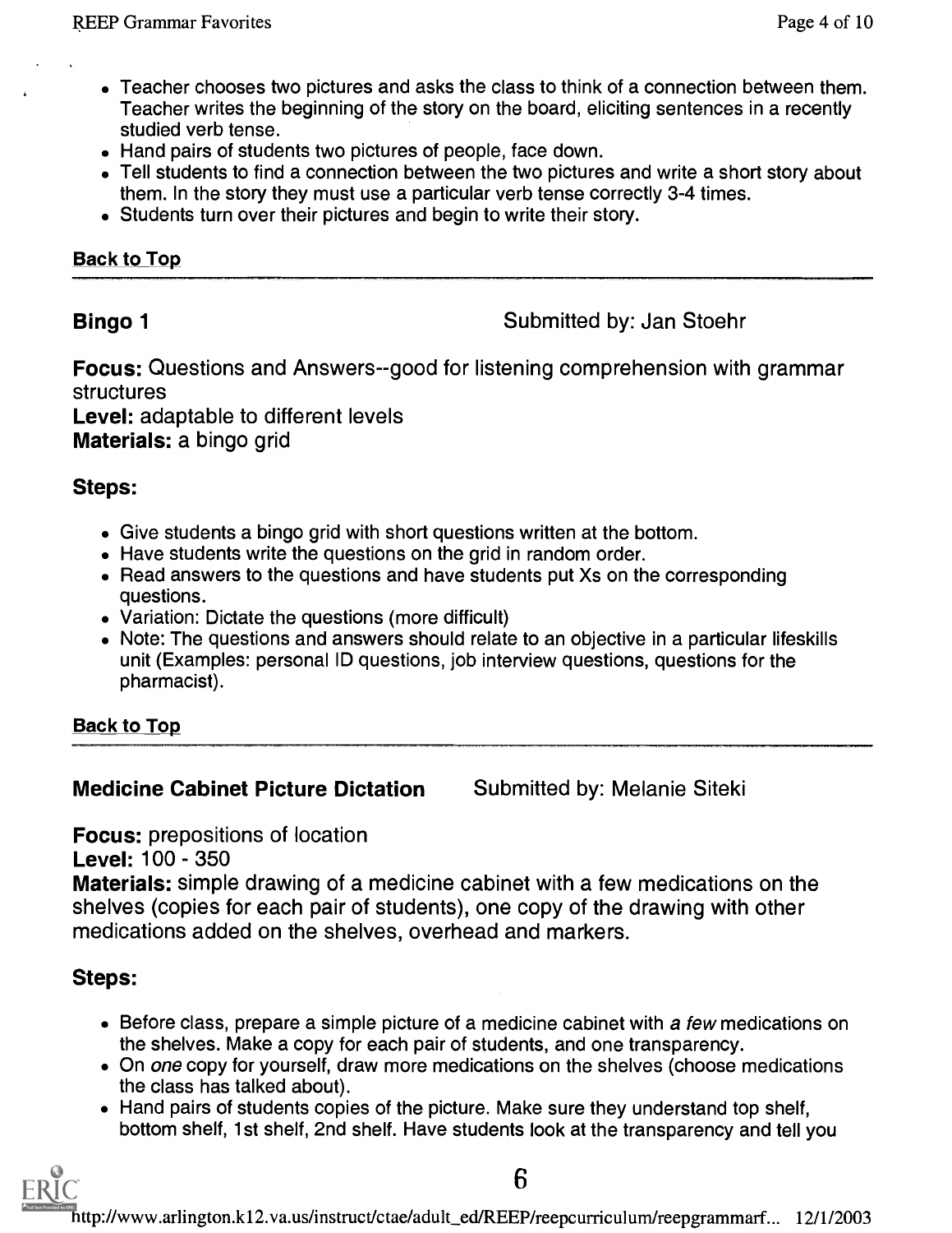- Teacher chooses two pictures and asks the class to think of a connection between them. Teacher writes the beginning of the story on the board, eliciting sentences in a recently studied verb tense.
- Hand pairs of students two pictures of people, face down.
- Tell students to find a connection between the two pictures and write a short story about them. In the story they must use a particular verb tense correctly 3-4 times.
- Students turn over their pictures and begin to write their story.

Back to Top

---

**Bingo 1** Submitted by: Jan Stoehr

**Focus:** Questions and Answers--good for listening comprehension with grammar structures
**Level:** adaptable to different levels
**Materials:** a bingo grid

## Steps:

- Give students a bingo grid with short questions written at the bottom.
- Have students write the questions on the grid in random order.
- Read answers to the questions and have students put Xs on the corresponding questions.
- Variation: Dictate the questions (more difficult)
- Note: The questions and answers should relate to an objective in a particular lifeskills unit (Examples: personal ID questions, job interview questions, questions for the pharmacist).

Back to Top

---

**Medicine Cabinet Picture Dictation** Submitted by: Melanie Siteki

**Focus:** prepositions of location
**Level:** 100 - 350
**Materials:** simple drawing of a medicine cabinet with a few medications on the shelves (copies for each pair of students), one copy of the drawing with other medications added on the shelves, overhead and markers.

## Steps:

- Before class, prepare a simple picture of a medicine cabinet with *a few* medications on the shelves. Make a copy for each pair of students, and one transparency.
- On *one* copy for yourself, draw more medications on the shelves (choose medications the class has talked about).
- Hand pairs of students copies of the picture. Make sure they understand top shelf, bottom shelf, 1st shelf, 2nd shelf. Have students look at the transparency and tell you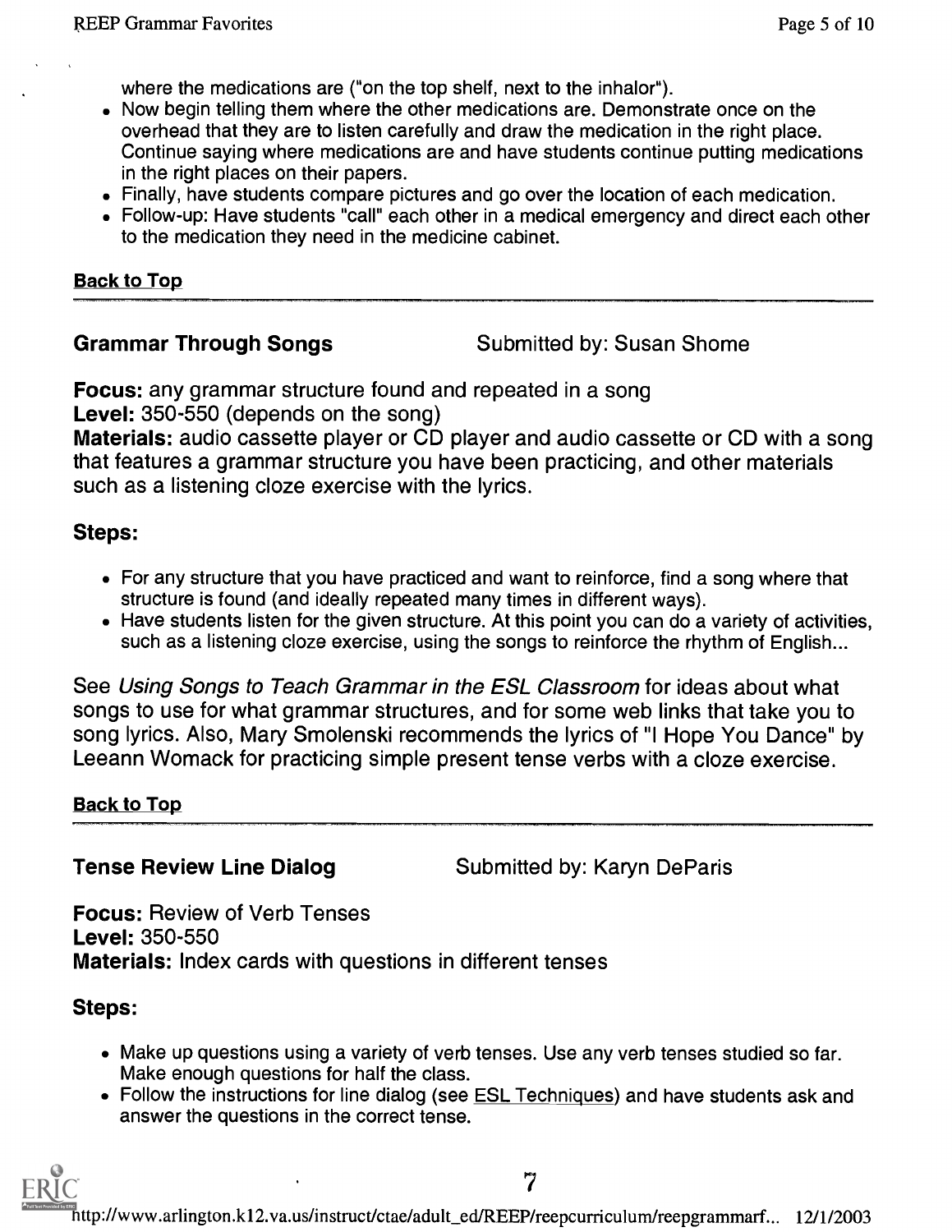where the medications are ("on the top shelf, next to the inhaler").

- Now begin telling them where the other medications are. Demonstrate once on the overhead that they are to listen carefully and draw the medication in the right place. Continue saying where medications are and have students continue putting medications in the right places on their papers.
- Finally, have students compare pictures and go over the location of each medication.
- Follow-up: Have students "call" each other in a medical emergency and direct each other to the medication they need in the medicine cabinet.

Back to Top

---

### Grammar Through Songs

Submitted by: Susan Shome

**Focus:** any grammar structure found and repeated in a song
**Level:** 350-550 (depends on the song)
**Materials:** audio cassette player or CD player and audio cassette or CD with a song that features a grammar structure you have been practicing, and other materials such as a listening cloze exercise with the lyrics.

#### Steps:

- For any structure that you have practiced and want to reinforce, find a song where that structure is found (and ideally repeated many times in different ways).
- Have students listen for the given structure. At this point you can do a variety of activities, such as a listening cloze exercise, using the songs to reinforce the rhythm of English...

See *Using Songs to Teach Grammar in the ESL Classroom* for ideas about what songs to use for what grammar structures, and for some web links that take you to song lyrics. Also, Mary Smolenski recommends the lyrics of "I Hope You Dance" by Leeann Womack for practicing simple present tense verbs with a cloze exercise.

Back to Top

---

### Tense Review Line Dialog

Submitted by: Karyn DeParis

**Focus:** Review of Verb Tenses
**Level:** 350-550
**Materials:** Index cards with questions in different tenses

#### Steps:

- Make up questions using a variety of verb tenses. Use any verb tenses studied so far. Make enough questions for half the class.
- Follow the instructions for line dialog (see ESL Techniques) and have students ask and answer the questions in the correct tense.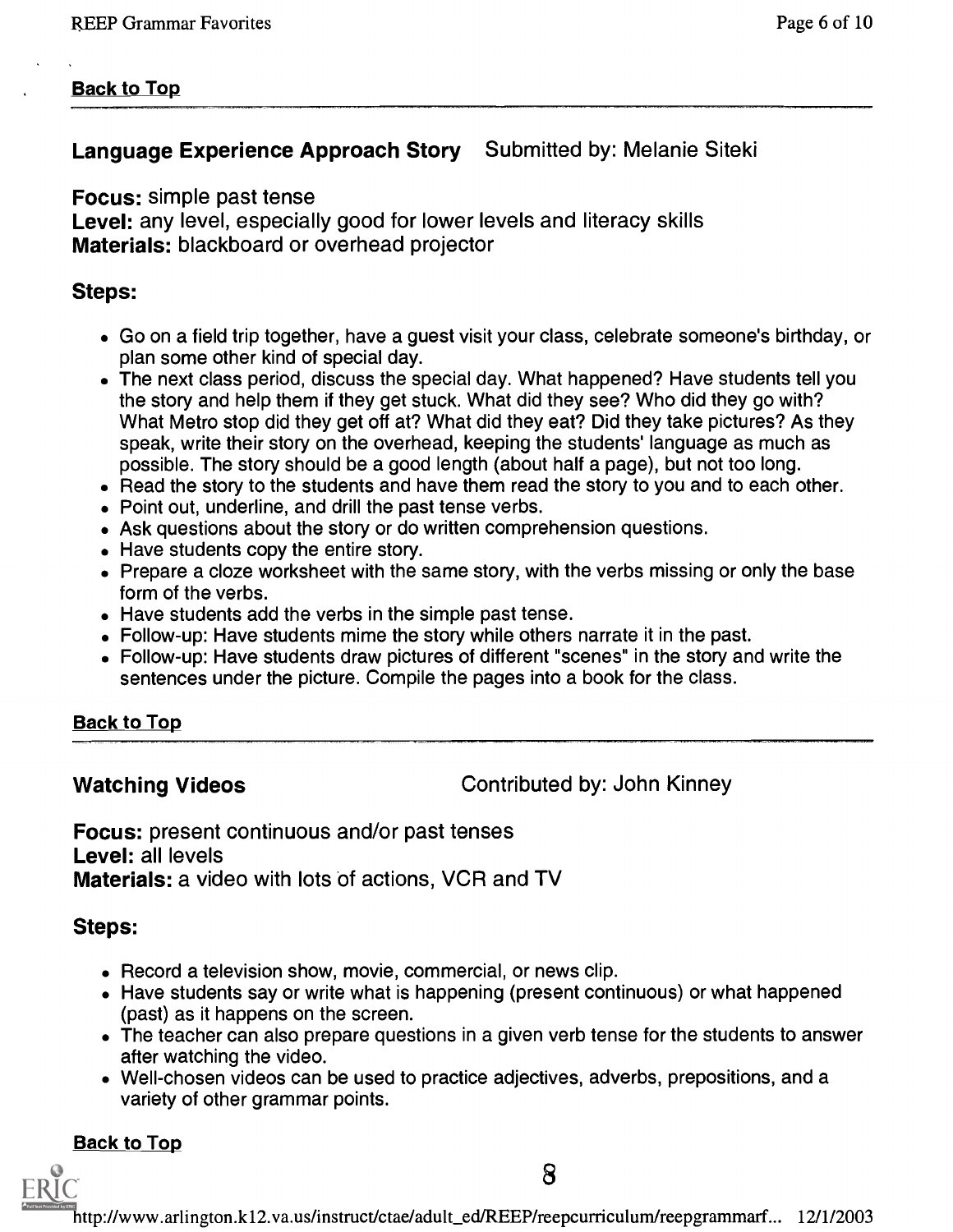Back to Top

## Language Experience Approach Story Submitted by: Melanie Siteki

**Focus:** simple past tense
**Level:** any level, especially good for lower levels and literacy skills
**Materials:** blackboard or overhead projector

### Steps:

- Go on a field trip together, have a guest visit your class, celebrate someone's birthday, or plan some other kind of special day.
- The next class period, discuss the special day. What happened? Have students tell you the story and help them if they get stuck. What did they see? Who did they go with? What Metro stop did they get off at? What did they eat? Did they take pictures? As they speak, write their story on the overhead, keeping the students' language as much as possible. The story should be a good length (about half a page), but not too long.
- Read the story to the students and have them read the story to you and to each other.
- Point out, underline, and drill the past tense verbs.
- Ask questions about the story or do written comprehension questions.
- Have students copy the entire story.
- Prepare a cloze worksheet with the same story, with the verbs missing or only the base form of the verbs.
- Have students add the verbs in the simple past tense.
- Follow-up: Have students mime the story while others narrate it in the past.
- Follow-up: Have students draw pictures of different "scenes" in the story and write the sentences under the picture. Compile the pages into a book for the class.

Back to Top

## Watching Videos Contributed by: John Kinney

**Focus:** present continuous and/or past tenses
**Level:** all levels
**Materials:** a video with lots of actions, VCR and TV

### Steps:

- Record a television show, movie, commercial, or news clip.
- Have students say or write what is happening (present continuous) or what happened (past) as it happens on the screen.
- The teacher can also prepare questions in a given verb tense for the students to answer after watching the video.
- Well-chosen videos can be used to practice adjectives, adverbs, prepositions, and a variety of other grammar points.

Back to Top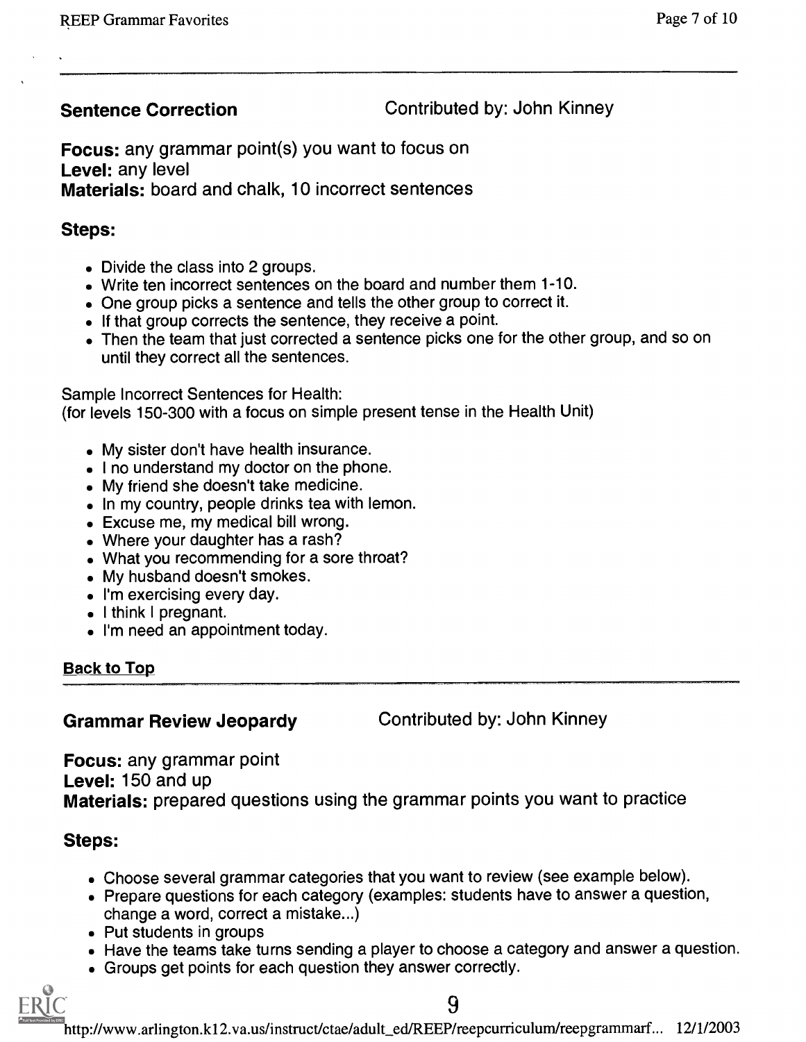## Sentence Correction

Contributed by: John Kinney

**Focus:** any grammar point(s) you want to focus on
**Level:** any level
**Materials:** board and chalk, 10 incorrect sentences

### Steps:

- Divide the class into 2 groups.
- Write ten incorrect sentences on the board and number them 1-10.
- One group picks a sentence and tells the other group to correct it.
- If that group corrects the sentence, they receive a point.
- Then the team that just corrected a sentence picks one for the other group, and so on until they correct all the sentences.

Sample Incorrect Sentences for Health:
(for levels 150-300 with a focus on simple present tense in the Health Unit)

- My sister don't have health insurance.
- I no understand my doctor on the phone.
- My friend she doesn't take medicine.
- In my country, people drinks tea with lemon.
- Excuse me, my medical bill wrong.
- Where your daughter has a rash?
- What you recommending for a sore throat?
- My husband doesn't smokes.
- I'm exercising every day.
- I think I pregnant.
- I'm need an appointment today.

Back to Top

## Grammar Review Jeopardy

Contributed by: John Kinney

**Focus:** any grammar point
**Level:** 150 and up
**Materials:** prepared questions using the grammar points you want to practice

### Steps:

- Choose several grammar categories that you want to review (see example below).
- Prepare questions for each category (examples: students have to answer a question, change a word, correct a mistake...)
- Put students in groups
- Have the teams take turns sending a player to choose a category and answer a question.
- Groups get points for each question they answer correctly.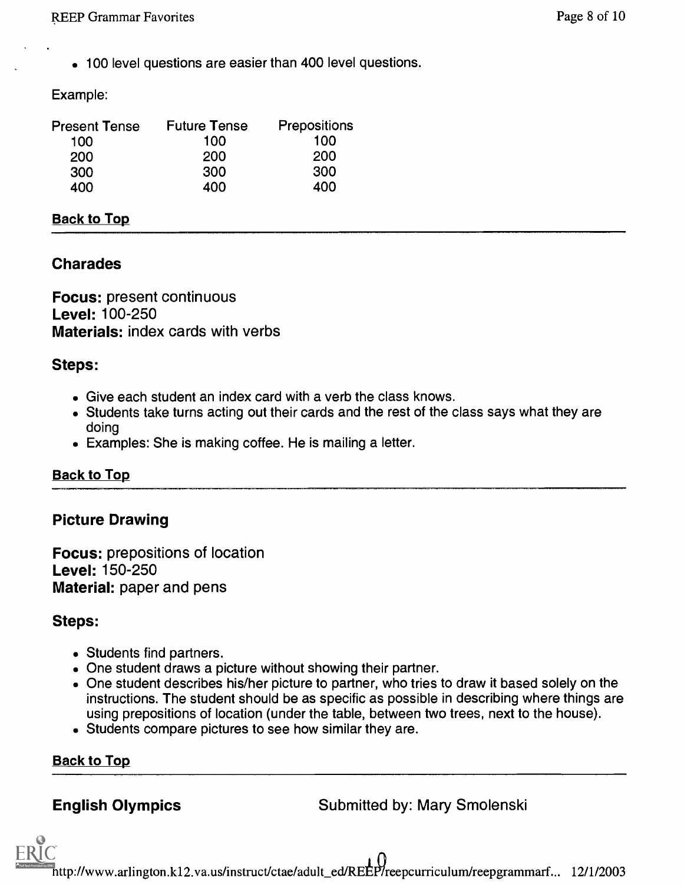- 100 level questions are easier than 400 level questions.

Example:

| Present Tense | Future Tense | Prepositions |
|---|---|---|
| 100 | 100 | 100 |
| 200 | 200 | 200 |
| 300 | 300 | 300 |
| 400 | 400 | 400 |

Back to Top

---

## Charades

**Focus:** present continuous
**Level:** 100-250
**Materials:** index cards with verbs

### Steps:

- Give each student an index card with a verb the class knows.
- Students take turns acting out their cards and the rest of the class says what they are doing
- Examples: She is making coffee. He is mailing a letter.

Back to Top

---

## Picture Drawing

**Focus:** prepositions of location
**Level:** 150-250
**Material:** paper and pens

### Steps:

- Students find partners.
- One student draws a picture without showing their partner.
- One student describes his/her picture to partner, who tries to draw it based solely on the instructions. The student should be as specific as possible in describing where things are using prepositions of location (under the table, between two trees, next to the house).
- Students compare pictures to see how similar they are.

Back to Top

---

## English Olympics

Submitted by: Mary Smolenski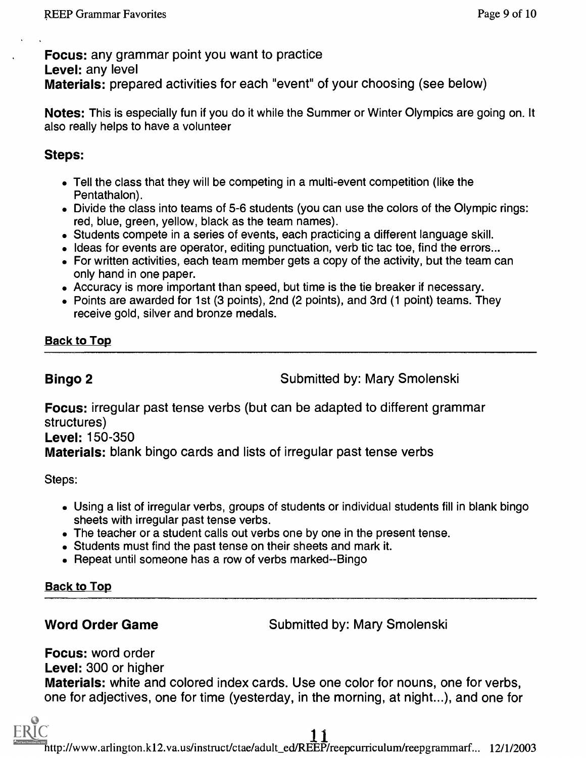**Focus:** any grammar point you want to practice
**Level:** any level
**Materials:** prepared activities for each "event" of your choosing (see below)

**Notes:** This is especially fun if you do it while the Summer or Winter Olympics are going on. It also really helps to have a volunteer

### Steps:

- Tell the class that they will be competing in a multi-event competition (like the Pentathalon).
- Divide the class into teams of 5-6 students (you can use the colors of the Olympic rings: red, blue, green, yellow, black as the team names).
- Students compete in a series of events, each practicing a different language skill.
- Ideas for events are operator, editing punctuation, verb tic tac toe, find the errors...
- For written activities, each team member gets a copy of the activity, but the team can only hand in one paper.
- Accuracy is more important than speed, but time is the tie breaker if necessary.
- Points are awarded for 1st (3 points), 2nd (2 points), and 3rd (1 point) teams. They receive gold, silver and bronze medals.

Back to Top

---

## Bingo 2

Submitted by: Mary Smolenski

**Focus:** irregular past tense verbs (but can be adapted to different grammar structures)
**Level:** 150-350
**Materials:** blank bingo cards and lists of irregular past tense verbs

Steps:

- Using a list of irregular verbs, groups of students or individual students fill in blank bingo sheets with irregular past tense verbs.
- The teacher or a student calls out verbs one by one in the present tense.
- Students must find the past tense on their sheets and mark it.
- Repeat until someone has a row of verbs marked--Bingo

Back to Top

---

## Word Order Game

Submitted by: Mary Smolenski

**Focus:** word order
**Level:** 300 or higher
**Materials:** white and colored index cards. Use one color for nouns, one for verbs, one for adjectives, one for time (yesterday, in the morning, at night...), and one for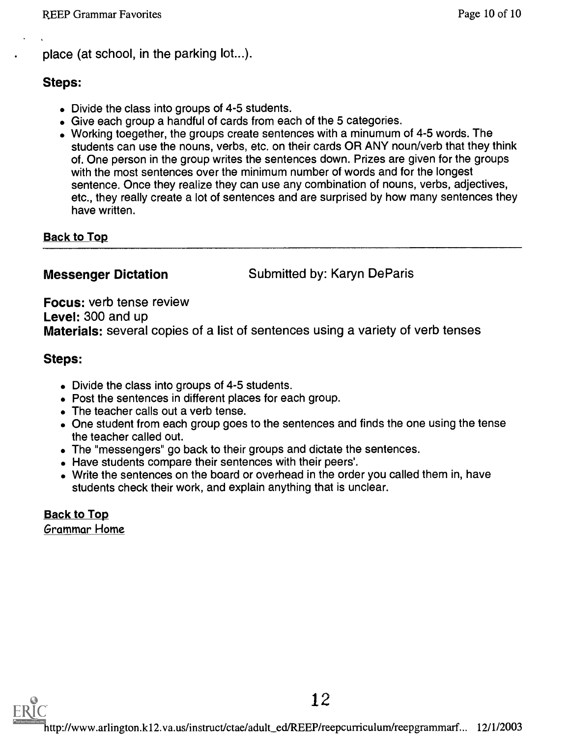place (at school, in the parking lot...).

### Steps:

- Divide the class into groups of 4-5 students.
- Give each group a handful of cards from each of the 5 categories.
- Working toegether, the groups create sentences with a minumum of 4-5 words. The students can use the nouns, verbs, etc. on their cards OR ANY noun/verb that they think of. One person in the group writes the sentences down. Prizes are given for the groups with the most sentences over the minimum number of words and for the longest sentence. Once they realize they can use any combination of nouns, verbs, adjectives, etc., they really create a lot of sentences and are surprised by how many sentences they have written.

Back to Top

---

## Messenger Dictation

Submitted by: Karyn DeParis

**Focus:** verb tense review
**Level:** 300 and up
**Materials:** several copies of a list of sentences using a variety of verb tenses

### Steps:

- Divide the class into groups of 4-5 students.
- Post the sentences in different places for each group.
- The teacher calls out a verb tense.
- One student from each group goes to the sentences and finds the one using the tense the teacher called out.
- The "messengers" go back to their groups and dictate the sentences.
- Have students compare their sentences with their peers'.
- Write the sentences on the board or overhead in the order you called them in, have students check their work, and explain anything that is unclear.

Back to Top
Grammar Home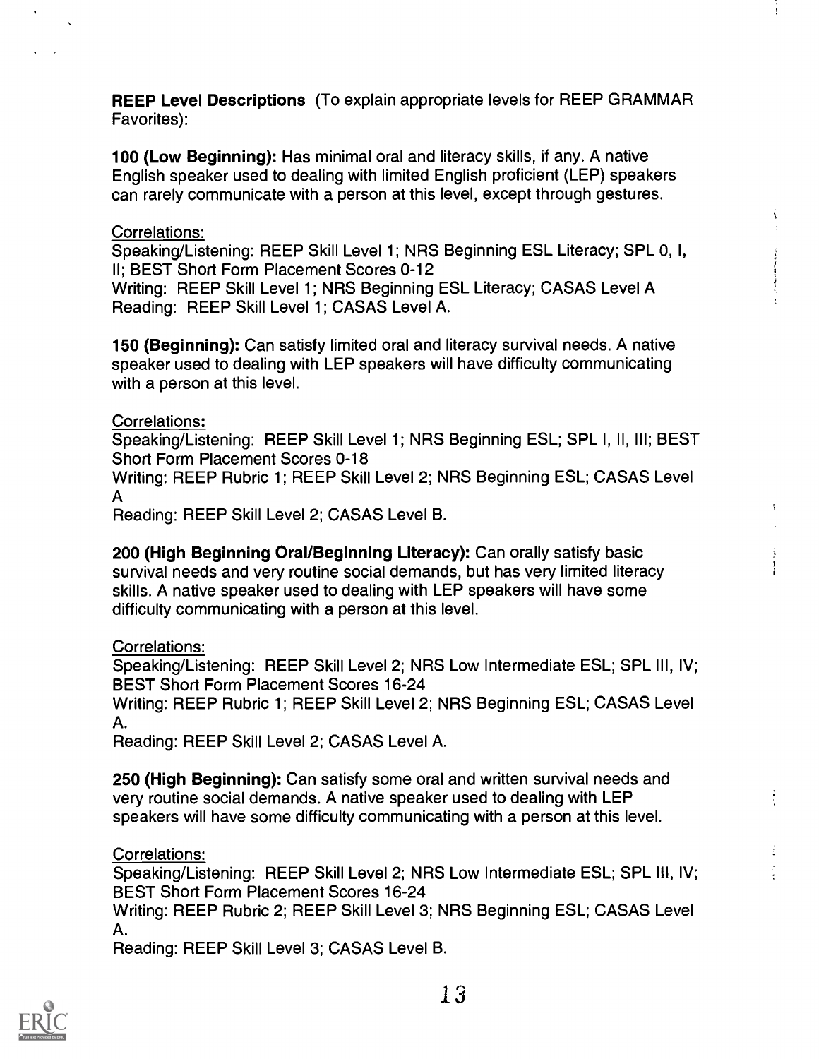**REEP Level Descriptions** (To explain appropriate levels for REEP GRAMMAR Favorites):

**100 (Low Beginning):** Has minimal oral and literacy skills, if any. A native English speaker used to dealing with limited English proficient (LEP) speakers can rarely communicate with a person at this level, except through gestures.

Correlations:
Speaking/Listening: REEP Skill Level 1; NRS Beginning ESL Literacy; SPL 0, I, II; BEST Short Form Placement Scores 0-12
Writing: REEP Skill Level 1; NRS Beginning ESL Literacy; CASAS Level A
Reading: REEP Skill Level 1; CASAS Level A.

**150 (Beginning):** Can satisfy limited oral and literacy survival needs. A native speaker used to dealing with LEP speakers will have difficulty communicating with a person at this level.

Correlations:
Speaking/Listening: REEP Skill Level 1; NRS Beginning ESL; SPL I, II, III; BEST Short Form Placement Scores 0-18
Writing: REEP Rubric 1; REEP Skill Level 2; NRS Beginning ESL; CASAS Level A
Reading: REEP Skill Level 2; CASAS Level B.

**200 (High Beginning Oral/Beginning Literacy):** Can orally satisfy basic survival needs and very routine social demands, but has very limited literacy skills. A native speaker used to dealing with LEP speakers will have some difficulty communicating with a person at this level.

Correlations:
Speaking/Listening: REEP Skill Level 2; NRS Low Intermediate ESL; SPL III, IV; BEST Short Form Placement Scores 16-24
Writing: REEP Rubric 1; REEP Skill Level 2; NRS Beginning ESL; CASAS Level A.
Reading: REEP Skill Level 2; CASAS Level A.

**250 (High Beginning):** Can satisfy some oral and written survival needs and very routine social demands. A native speaker used to dealing with LEP speakers will have some difficulty communicating with a person at this level.

Correlations:
Speaking/Listening: REEP Skill Level 2; NRS Low Intermediate ESL; SPL III, IV; BEST Short Form Placement Scores 16-24
Writing: REEP Rubric 2; REEP Skill Level 3; NRS Beginning ESL; CASAS Level A.
Reading: REEP Skill Level 3; CASAS Level B.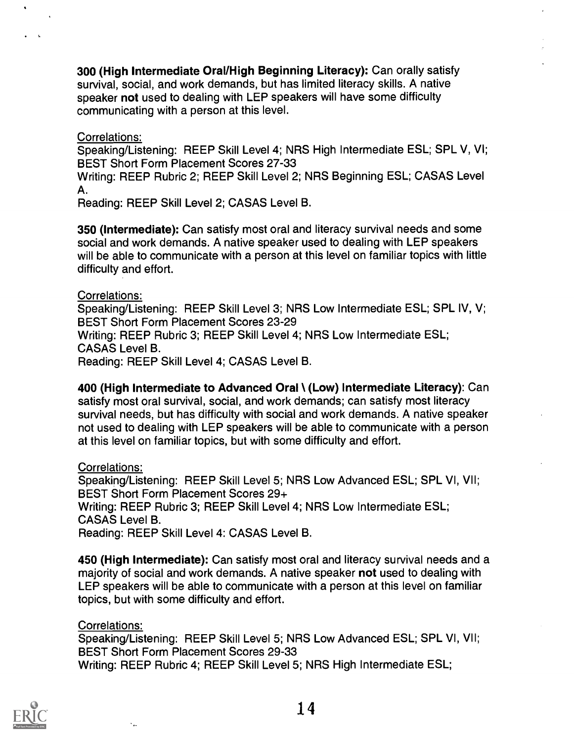**300 (High Intermediate Oral/High Beginning Literacy):** Can orally satisfy survival, social, and work demands, but has limited literacy skills. A native speaker **not** used to dealing with LEP speakers will have some difficulty communicating with a person at this level.

Correlations:
Speaking/Listening: REEP Skill Level 4; NRS High Intermediate ESL; SPL V, VI; BEST Short Form Placement Scores 27-33
Writing: REEP Rubric 2; REEP Skill Level 2; NRS Beginning ESL; CASAS Level A.
Reading: REEP Skill Level 2; CASAS Level B.

**350 (Intermediate):** Can satisfy most oral and literacy survival needs and some social and work demands. A native speaker used to dealing with LEP speakers will be able to communicate with a person at this level on familiar topics with little difficulty and effort.

Correlations:
Speaking/Listening: REEP Skill Level 3; NRS Low Intermediate ESL; SPL IV, V; BEST Short Form Placement Scores 23-29
Writing: REEP Rubric 3; REEP Skill Level 4; NRS Low Intermediate ESL; CASAS Level B.
Reading: REEP Skill Level 4; CASAS Level B.

**400 (High Intermediate to Advanced Oral \ (Low) Intermediate Literacy)**: Can satisfy most oral survival, social, and work demands; can satisfy most literacy survival needs, but has difficulty with social and work demands. A native speaker not used to dealing with LEP speakers will be able to communicate with a person at this level on familiar topics, but with some difficulty and effort.

Correlations:
Speaking/Listening: REEP Skill Level 5; NRS Low Advanced ESL; SPL VI, VII; BEST Short Form Placement Scores 29+
Writing: REEP Rubric 3; REEP Skill Level 4; NRS Low Intermediate ESL; CASAS Level B.
Reading: REEP Skill Level 4: CASAS Level B.

**450 (High Intermediate):** Can satisfy most oral and literacy survival needs and a majority of social and work demands. A native speaker **not** used to dealing with LEP speakers will be able to communicate with a person at this level on familiar topics, but with some difficulty and effort.

Correlations:
Speaking/Listening: REEP Skill Level 5; NRS Low Advanced ESL; SPL VI, VII; BEST Short Form Placement Scores 29-33
Writing: REEP Rubric 4; REEP Skill Level 5; NRS High Intermediate ESL;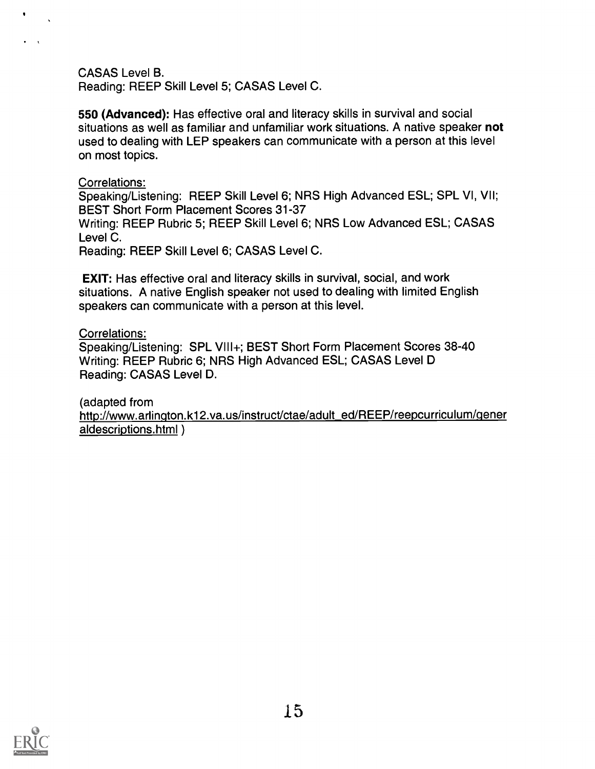CASAS Level B.
Reading: REEP Skill Level 5; CASAS Level C.

**550 (Advanced):** Has effective oral and literacy skills in survival and social situations as well as familiar and unfamiliar work situations. A native speaker **not** used to dealing with LEP speakers can communicate with a person at this level on most topics.

Correlations:
Speaking/Listening: REEP Skill Level 6; NRS High Advanced ESL; SPL VI, VII; BEST Short Form Placement Scores 31-37
Writing: REEP Rubric 5; REEP Skill Level 6; NRS Low Advanced ESL; CASAS Level C.
Reading: REEP Skill Level 6; CASAS Level C.

**EXIT:** Has effective oral and literacy skills in survival, social, and work situations. A native English speaker not used to dealing with limited English speakers can communicate with a person at this level.

Correlations:
Speaking/Listening: SPL VIII+; BEST Short Form Placement Scores 38-40
Writing: REEP Rubric 6; NRS High Advanced ESL; CASAS Level D
Reading: CASAS Level D.

(adapted from
http://www.arlington.k12.va.us/instruct/ctae/adult_ed/REEP/reepcurriculum/generaldescriptions.html )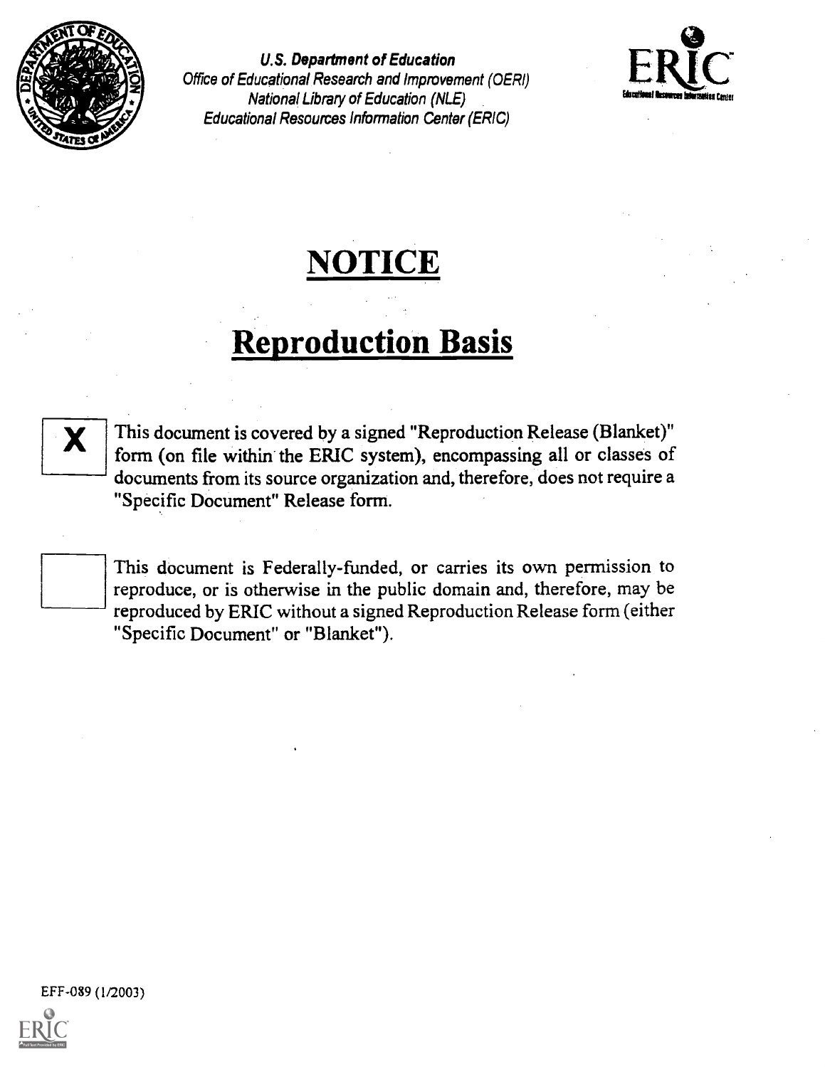U.S. Department of Education
*Office of Educational Research and Improvement (OERI)*
*National Library of Education (NLE)*
*Educational Resources Information Center (ERIC)*

# NOTICE

# Reproduction Basis

- [X] This document is covered by a signed "Reproduction Release (Blanket)" form (on file within the ERIC system), encompassing all or classes of documents from its source organization and, therefore, does not require a "Specific Document" Release form.

- [ ] This document is Federally-funded, or carries its own permission to reproduce, or is otherwise in the public domain and, therefore, may be reproduced by ERIC without a signed Reproduction Release form (either "Specific Document" or "Blanket").

EFF-089 (1/2003)